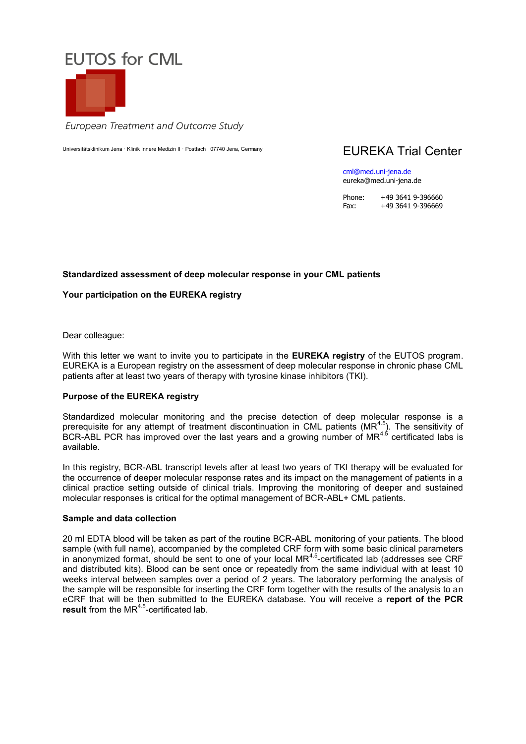# EUTOS for CML

*European Treatment and Outcome Study*

Universitätsklinikum Jena · Klinik Innere Medizin II · Postfach 07740 Jena, Germany

## EUREKA Trial Center

cml@med.uni-jena.de
eureka@med.uni-jena.de

Phone: +49 3641 9-396660
Fax: +49 3641 9-396669

**Standardized assessment of deep molecular response in your CML patients**

**Your participation on the EUREKA registry**

Dear colleague:

With this letter we want to invite you to participate in the **EUREKA registry** of the EUTOS program. EUREKA is a European registry on the assessment of deep molecular response in chronic phase CML patients after at least two years of therapy with tyrosine kinase inhibitors (TKI).

**Purpose of the EUREKA registry**

Standardized molecular monitoring and the precise detection of deep molecular response is a prerequisite for any attempt of treatment discontinuation in CML patients ($MR^{4.5}$). The sensitivity of BCR-ABL PCR has improved over the last years and a growing number of $MR^{4.5}$ certificated labs is available.

In this registry, BCR-ABL transcript levels after at least two years of TKI therapy will be evaluated for the occurrence of deeper molecular response rates and its impact on the management of patients in a clinical practice setting outside of clinical trials. Improving the monitoring of deeper and sustained molecular responses is critical for the optimal management of BCR-ABL+ CML patients.

**Sample and data collection**

20 ml EDTA blood will be taken as part of the routine BCR-ABL monitoring of your patients. The blood sample (with full name), accompanied by the completed CRF form with some basic clinical parameters in anonymized format, should be sent to one of your local $MR^{4.5}$-certificated lab (addresses see CRF and distributed kits). Blood can be sent once or repeatedly from the same individual with at least 10 weeks interval between samples over a period of 2 years. The laboratory performing the analysis of the sample will be responsible for inserting the CRF form together with the results of the analysis to an eCRF that will be then submitted to the EUREKA database. You will receive a **report of the PCR result** from the $MR^{4.5}$-certificated lab.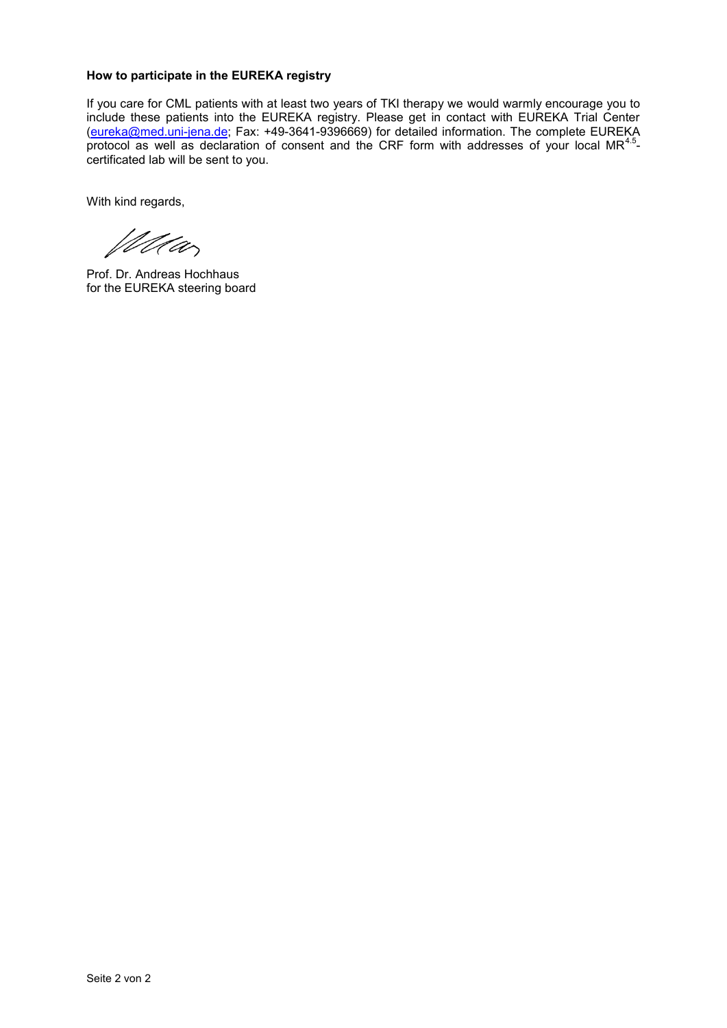**How to participate in the EUREKA registry**

If you care for CML patients with at least two years of TKI therapy we would warmly encourage you to include these patients into the EUREKA registry. Please get in contact with EUREKA Trial Center (eureka@med.uni-jena.de; Fax: +49-3641-9396669) for detailed information. The complete EUREKA protocol as well as declaration of consent and the CRF form with addresses of your local $MR^{4.5}$-certificated lab will be sent to you.

With kind regards,

Prof. Dr. Andreas Hochhaus
for the EUREKA steering board